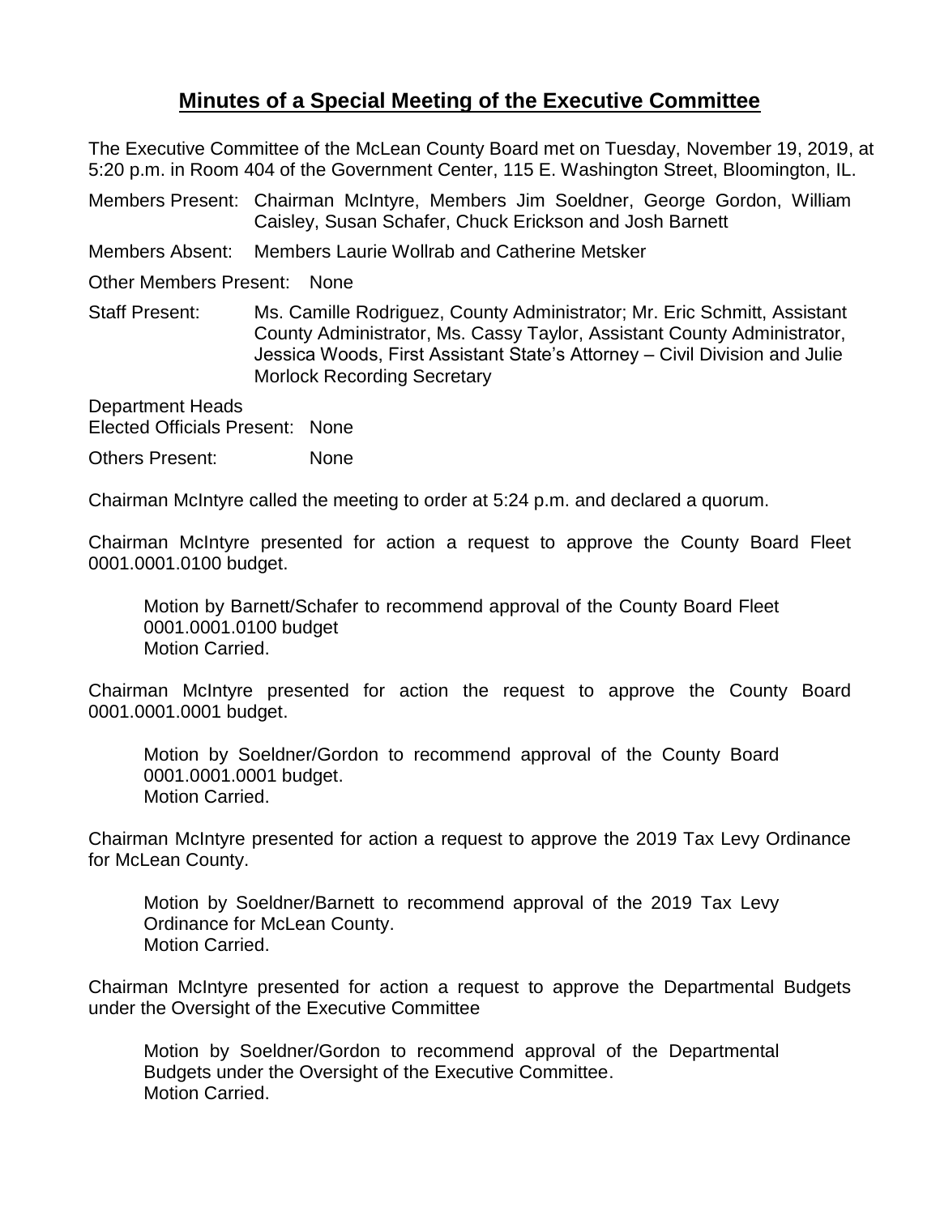# Minutes of a Special Meeting of the Executive Committee

The Executive Committee of the McLean County Board met on Tuesday, November 19, 2019, at 5:20 p.m. in Room 404 of the Government Center, 115 E. Washington Street, Bloomington, IL.

Members Present: Chairman McIntyre, Members Jim Soeldner, George Gordon, William Caisley, Susan Schafer, Chuck Erickson and Josh Barnett

Members Absent: Members Laurie Wollrab and Catherine Metsker

Other Members Present: None

Staff Present: Ms. Camille Rodriguez, County Administrator; Mr. Eric Schmitt, Assistant County Administrator, Ms. Cassy Taylor, Assistant County Administrator, Jessica Woods, First Assistant State's Attorney – Civil Division and Julie Morlock Recording Secretary

Department Heads
Elected Officials Present: None

Others Present: None

Chairman McIntyre called the meeting to order at 5:24 p.m. and declared a quorum.

Chairman McIntyre presented for action a request to approve the County Board Fleet 0001.0001.0100 budget.

> Motion by Barnett/Schafer to recommend approval of the County Board Fleet 0001.0001.0100 budget
> Motion Carried.

Chairman McIntyre presented for action the request to approve the County Board 0001.0001.0001 budget.

> Motion by Soeldner/Gordon to recommend approval of the County Board 0001.0001.0001 budget.
> Motion Carried.

Chairman McIntyre presented for action a request to approve the 2019 Tax Levy Ordinance for McLean County.

> Motion by Soeldner/Barnett to recommend approval of the 2019 Tax Levy Ordinance for McLean County.
> Motion Carried.

Chairman McIntyre presented for action a request to approve the Departmental Budgets under the Oversight of the Executive Committee

> Motion by Soeldner/Gordon to recommend approval of the Departmental Budgets under the Oversight of the Executive Committee.
> Motion Carried.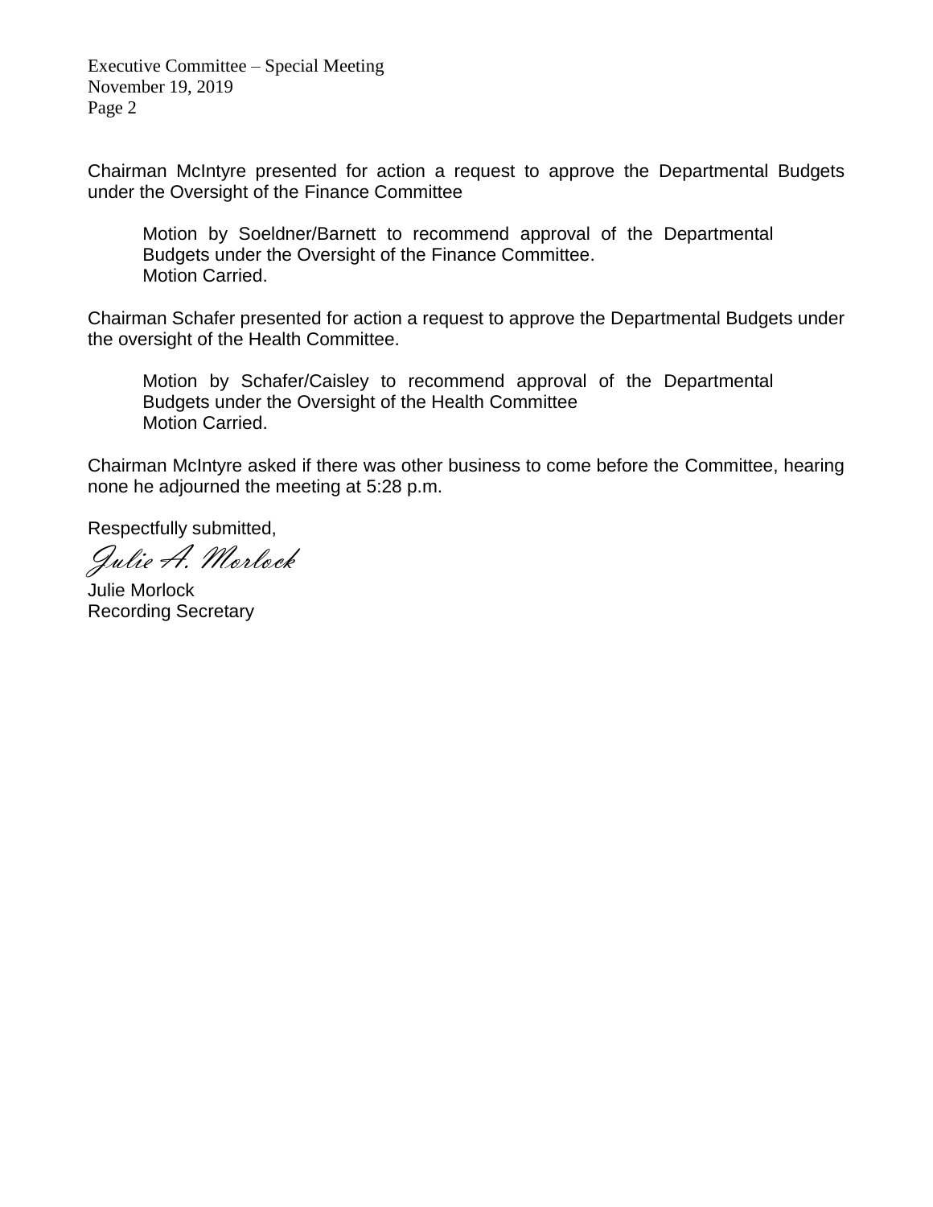Chairman McIntyre presented for action a request to approve the Departmental Budgets under the Oversight of the Finance Committee

> Motion by Soeldner/Barnett to recommend approval of the Departmental Budgets under the Oversight of the Finance Committee.
> Motion Carried.

Chairman Schafer presented for action a request to approve the Departmental Budgets under the oversight of the Health Committee.

> Motion by Schafer/Caisley to recommend approval of the Departmental Budgets under the Oversight of the Health Committee
> Motion Carried.

Chairman McIntyre asked if there was other business to come before the Committee, hearing none he adjourned the meeting at 5:28 p.m.

Respectfully submitted,

*Julie A. Morlock*

Julie Morlock
Recording Secretary